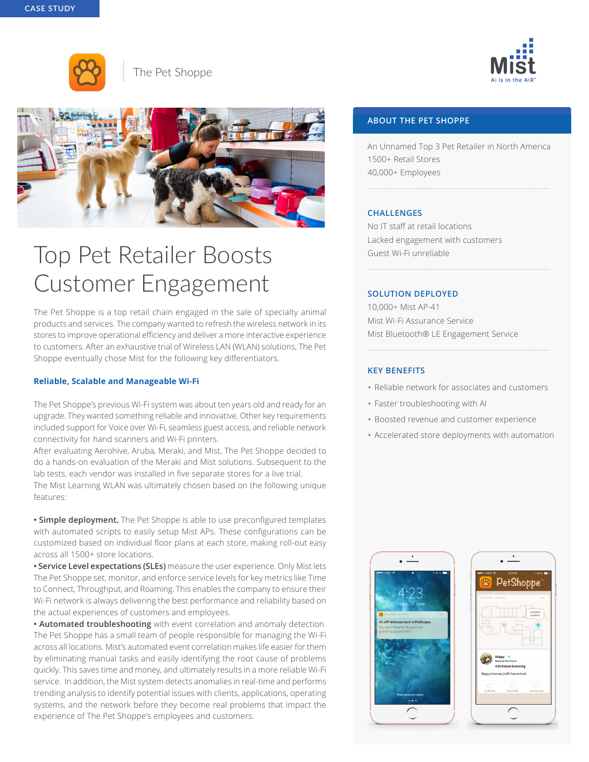CASE STUDY

The Pet Shoppe

Mist
AI is in the AIR™

# Top Pet Retailer Boosts Customer Engagement

The Pet Shoppe is a top retail chain engaged in the sale of specialty animal products and services. The company wanted to refresh the wireless network in its stores to improve operational efficiency and deliver a more interactive experience to customers. After an exhaustive trial of Wireless LAN (WLAN) solutions, The Pet Shoppe eventually chose Mist for the following key differentiators.

### Reliable, Scalable and Manageable Wi-Fi

The Pet Shoppe's previous Wi-Fi system was about ten years old and ready for an upgrade. They wanted something reliable and innovative. Other key requirements included support for Voice over Wi-Fi, seamless guest access, and reliable network connectivity for hand scanners and Wi-Fi printers.

After evaluating Aerohive, Aruba, Meraki, and Mist, The Pet Shoppe decided to do a hands-on evaluation of the Meraki and Mist solutions. Subsequent to the lab tests, each vendor was installed in five separate stores for a live trial.

The Mist Learning WLAN was ultimately chosen based on the following unique features:

• **Simple deployment.** The Pet Shoppe is able to use preconfigured templates with automated scripts to easily setup Mist APs. These configurations can be customized based on individual floor plans at each store, making roll-out easy across all 1500+ store locations.

• **Service Level expectations (SLEs)** measure the user experience. Only Mist lets The Pet Shoppe set, monitor, and enforce service levels for key metrics like Time to Connect, Throughput, and Roaming. This enables the company to ensure their Wi-Fi network is always delivering the best performance and reliability based on the actual experiences of customers and employees.

• **Automated troubleshooting** with event correlation and anomaly detection. The Pet Shoppe has a small team of people responsible for managing the Wi-Fi across all locations. Mist's automated event correlation makes life easier for them by eliminating manual tasks and easily identifying the root cause of problems quickly. This saves time and money, and ultimately results in a more reliable Wi-Fi service. In addition, the Mist system detects anomalies in real-time and performs trending analysis to identify potential issues with clients, applications, operating systems, and the network before they become real problems that impact the experience of The Pet Shoppe's employees and customers.

## ABOUT THE PET SHOPPE

An Unnamed Top 3 Pet Retailer in North America
1500+ Retail Stores
40,000+ Employees

### CHALLENGES

No IT staff at retail locations
Lacked engagement with customers
Guest Wi-Fi unreliable

### SOLUTION DEPLOYED

10,000+ Mist AP-41
Mist Wi-Fi Assurance Service
Mist Bluetooth® LE Engagement Service

### KEY BENEFITS

- Reliable network for associates and customers
- Faster troubleshooting with AI
- Boosted revenue and customer experience
- Accelerated store deployments with automation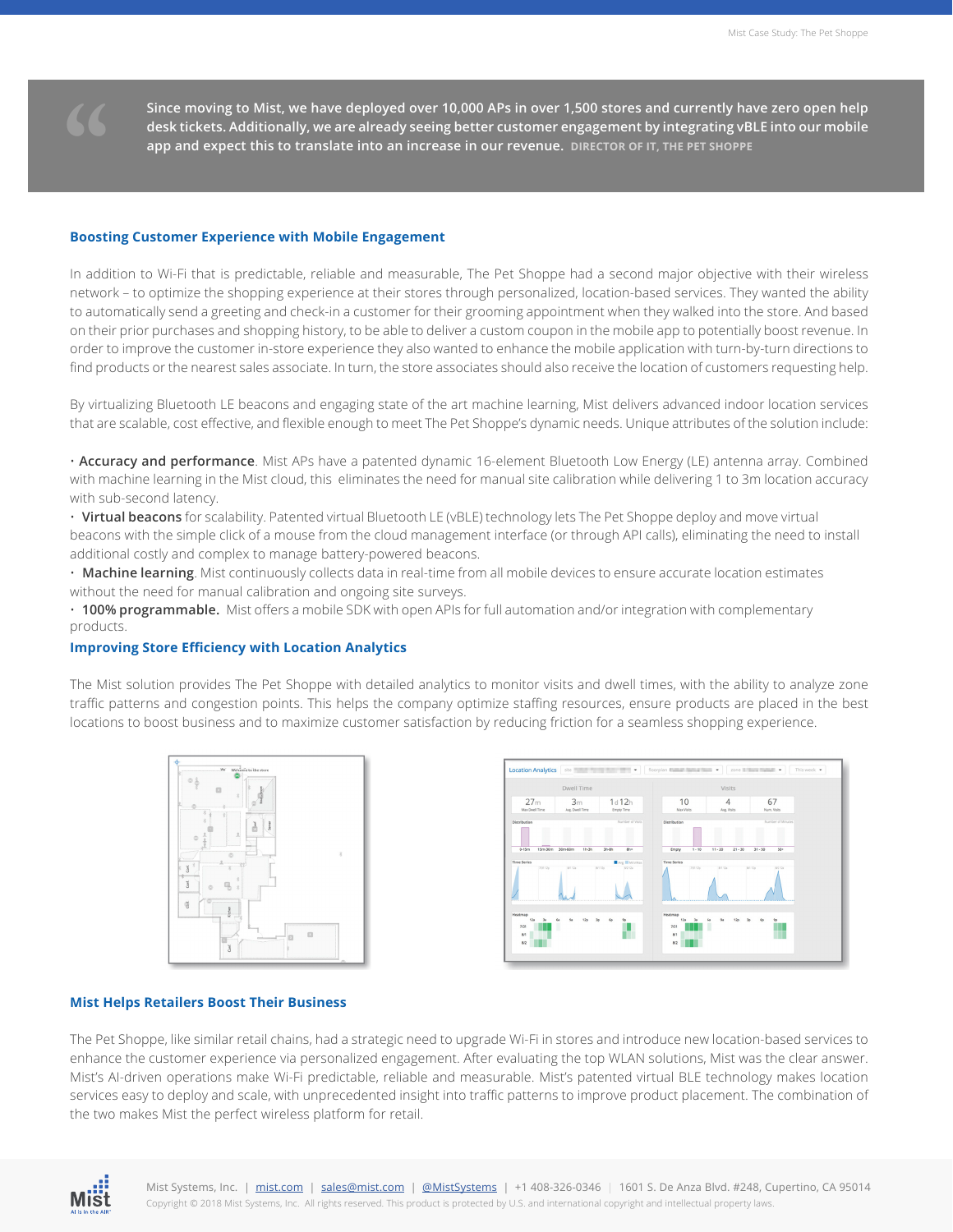> Since moving to Mist, we have deployed over 10,000 APs in over 1,500 stores and currently have zero open help desk tickets. Additionally, we are already seeing better customer engagement by integrating vBLE into our mobile app and expect this to translate into an increase in our revenue. DIRECTOR OF IT, THE PET SHOPPE

## Boosting Customer Experience with Mobile Engagement

In addition to Wi-Fi that is predictable, reliable and measurable, The Pet Shoppe had a second major objective with their wireless network – to optimize the shopping experience at their stores through personalized, location-based services. They wanted the ability to automatically send a greeting and check-in a customer for their grooming appointment when they walked into the store. And based on their prior purchases and shopping history, to be able to deliver a custom coupon in the mobile app to potentially boost revenue. In order to improve the customer in-store experience they also wanted to enhance the mobile application with turn-by-turn directions to find products or the nearest sales associate. In turn, the store associates should also receive the location of customers requesting help.

By virtualizing Bluetooth LE beacons and engaging state of the art machine learning, Mist delivers advanced indoor location services that are scalable, cost effective, and flexible enough to meet The Pet Shoppe's dynamic needs. Unique attributes of the solution include:

- **Accuracy and performance**. Mist APs have a patented dynamic 16-element Bluetooth Low Energy (LE) antenna array. Combined with machine learning in the Mist cloud, this eliminates the need for manual site calibration while delivering 1 to 3m location accuracy with sub-second latency.
- **Virtual beacons** for scalability. Patented virtual Bluetooth LE (vBLE) technology lets The Pet Shoppe deploy and move virtual beacons with the simple click of a mouse from the cloud management interface (or through API calls), eliminating the need to install additional costly and complex to manage battery-powered beacons.
- **Machine learning**. Mist continuously collects data in real-time from all mobile devices to ensure accurate location estimates without the need for manual calibration and ongoing site surveys.
- **100% programmable.** Mist offers a mobile SDK with open APIs for full automation and/or integration with complementary products.

## Improving Store Efficiency with Location Analytics

The Mist solution provides The Pet Shoppe with detailed analytics to monitor visits and dwell times, with the ability to analyze zone traffic patterns and congestion points. This helps the company optimize staffing resources, ensure products are placed in the best locations to boost business and to maximize customer satisfaction by reducing friction for a seamless shopping experience.

## Mist Helps Retailers Boost Their Business

The Pet Shoppe, like similar retail chains, had a strategic need to upgrade Wi-Fi in stores and introduce new location-based services to enhance the customer experience via personalized engagement. After evaluating the top WLAN solutions, Mist was the clear answer. Mist's AI-driven operations make Wi-Fi predictable, reliable and measurable. Mist's patented virtual BLE technology makes location services easy to deploy and scale, with unprecedented insight into traffic patterns to improve product placement. The combination of the two makes Mist the perfect wireless platform for retail.

Mist Systems, Inc. | mist.com | sales@mist.com | @MistSystems | +1 408-326-0346 | 1601 S. De Anza Blvd. #248, Cupertino, CA 95014

Copyright © 2018 Mist Systems, Inc. All rights reserved. This product is protected by U.S. and international copyright and intellectual property laws.